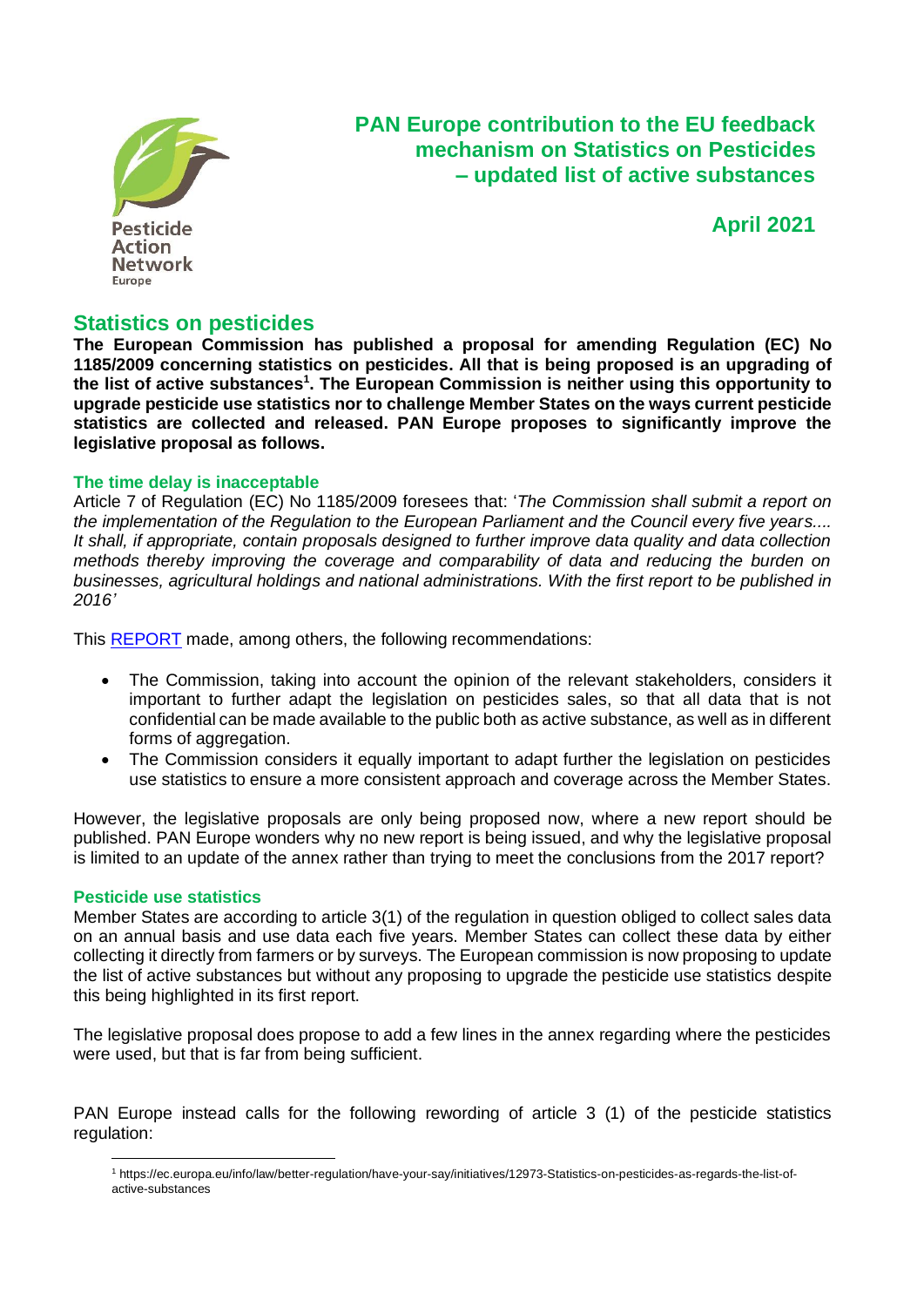# PAN Europe contribution to the EU feedback mechanism on Statistics on Pesticides – updated list of active substances

**April 2021**

## Statistics on pesticides

**The European Commission has published a proposal for amending Regulation (EC) No 1185/2009 concerning statistics on pesticides. All that is being proposed is an upgrading of the list of active substances[1]. The European Commission is neither using this opportunity to upgrade pesticide use statistics nor to challenge Member States on the ways current pesticide statistics are collected and released. PAN Europe proposes to significantly improve the legislative proposal as follows.**

### The time delay is inacceptable

Article 7 of Regulation (EC) No 1185/2009 foresees that: '*The Commission shall submit a report on the implementation of the Regulation to the European Parliament and the Council every five years.... It shall, if appropriate, contain proposals designed to further improve data quality and data collection methods thereby improving the coverage and comparability of data and reducing the burden on businesses, agricultural holdings and national administrations. With the first report to be published in 2016'*

This [REPORT]() made, among others, the following recommendations:

- The Commission, taking into account the opinion of the relevant stakeholders, considers it important to further adapt the legislation on pesticides sales, so that all data that is not confidential can be made available to the public both as active substance, as well as in different forms of aggregation.
- The Commission considers it equally important to adapt further the legislation on pesticides use statistics to ensure a more consistent approach and coverage across the Member States.

However, the legislative proposals are only being proposed now, where a new report should be published. PAN Europe wonders why no new report is being issued, and why the legislative proposal is limited to an update of the annex rather than trying to meet the conclusions from the 2017 report?

### Pesticide use statistics

Member States are according to article 3(1) of the regulation in question obliged to collect sales data on an annual basis and use data each five years. Member States can collect these data by either collecting it directly from farmers or by surveys. The European commission is now proposing to update the list of active substances but without any proposing to upgrade the pesticide use statistics despite this being highlighted in its first report.

The legislative proposal does propose to add a few lines in the annex regarding where the pesticides were used, but that is far from being sufficient.

PAN Europe instead calls for the following rewording of article 3 (1) of the pesticide statistics regulation:

[1] https://ec.europa.eu/info/law/better-regulation/have-your-say/initiatives/12973-Statistics-on-pesticides-as-regards-the-list-of-active-substances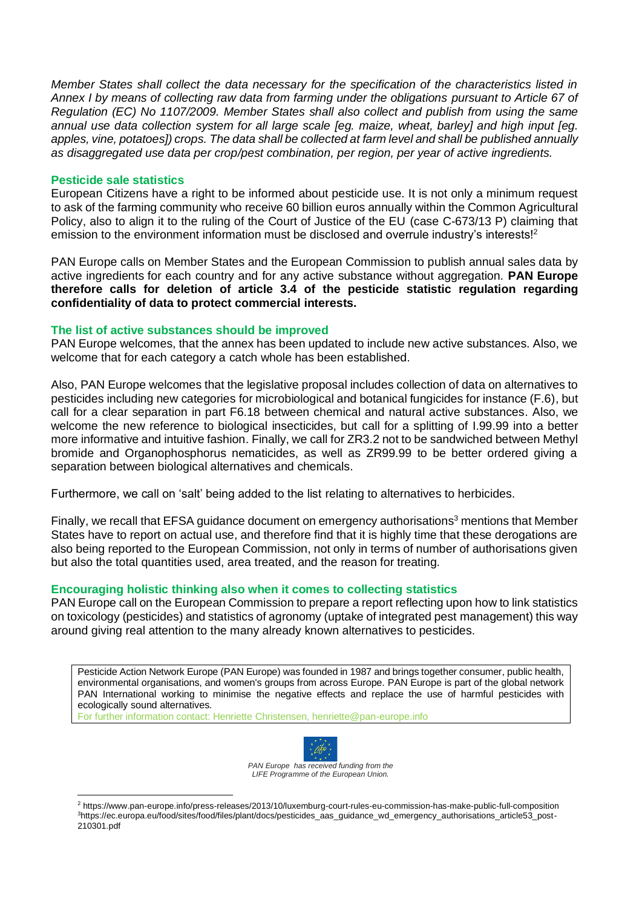*Member States shall collect the data necessary for the specification of the characteristics listed in Annex I by means of collecting raw data from farming under the obligations pursuant to Article 67 of Regulation (EC) No 1107/2009. Member States shall also collect and publish from using the same annual use data collection system for all large scale [eg. maize, wheat, barley] and high input [eg. apples, vine, potatoes]) crops. The data shall be collected at farm level and shall be published annually as disaggregated use data per crop/pest combination, per region, per year of active ingredients.*

### Pesticide sale statistics

European Citizens have a right to be informed about pesticide use. It is not only a minimum request to ask of the farming community who receive 60 billion euros annually within the Common Agricultural Policy, also to align it to the ruling of the Court of Justice of the EU (case C-673/13 P) claiming that emission to the environment information must be disclosed and overrule industry's interests![2]

PAN Europe calls on Member States and the European Commission to publish annual sales data by active ingredients for each country and for any active substance without aggregation. **PAN Europe therefore calls for deletion of article 3.4 of the pesticide statistic regulation regarding confidentiality of data to protect commercial interests.**

### The list of active substances should be improved

PAN Europe welcomes, that the annex has been updated to include new active substances. Also, we welcome that for each category a catch whole has been established.

Also, PAN Europe welcomes that the legislative proposal includes collection of data on alternatives to pesticides including new categories for microbiological and botanical fungicides for instance (F.6), but call for a clear separation in part F6.18 between chemical and natural active substances. Also, we welcome the new reference to biological insecticides, but call for a splitting of I.99.99 into a better more informative and intuitive fashion. Finally, we call for ZR3.2 not to be sandwiched between Methyl bromide and Organophosphorus nematicides, as well as ZR99.99 to be better ordered giving a separation between biological alternatives and chemicals.

Furthermore, we call on 'salt' being added to the list relating to alternatives to herbicides.

Finally, we recall that EFSA guidance document on emergency authorisations[3] mentions that Member States have to report on actual use, and therefore find that it is highly time that these derogations are also being reported to the European Commission, not only in terms of number of authorisations given but also the total quantities used, area treated, and the reason for treating.

### Encouraging holistic thinking also when it comes to collecting statistics

PAN Europe call on the European Commission to prepare a report reflecting upon how to link statistics on toxicology (pesticides) and statistics of agronomy (uptake of integrated pest management) this way around giving real attention to the many already known alternatives to pesticides.

Pesticide Action Network Europe (PAN Europe) was founded in 1987 and brings together consumer, public health, environmental organisations, and women's groups from across Europe. PAN Europe is part of the global network PAN International working to minimise the negative effects and replace the use of harmful pesticides with ecologically sound alternatives.

For further information contact: Henriette Christensen, henriette@pan-europe.info

*PAN Europe has received funding from the LIFE Programme of the European Union.*

[2] https://www.pan-europe.info/press-releases/2013/10/luxemburg-court-rules-eu-commission-has-make-public-full-composition

[3] https://ec.europa.eu/food/sites/food/files/plant/docs/pesticides_aas_guidance_wd_emergency_authorisations_article53_post-210301.pdf